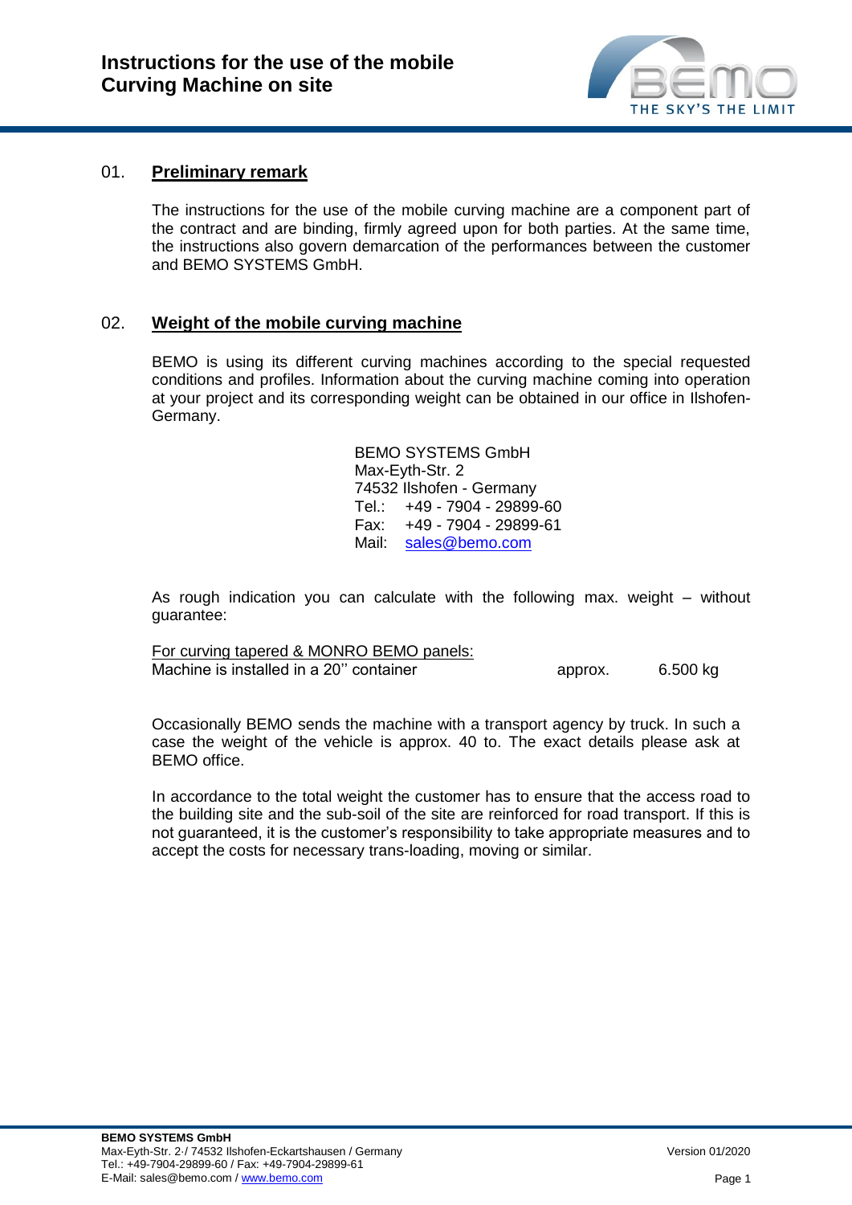# Instructions for the use of the mobile Curving Machine on site

## 01. Preliminary remark

The instructions for the use of the mobile curving machine are a component part of the contract and are binding, firmly agreed upon for both parties. At the same time, the instructions also govern demarcation of the performances between the customer and BEMO SYSTEMS GmbH.

## 02. Weight of the mobile curving machine

BEMO is using its different curving machines according to the special requested conditions and profiles. Information about the curving machine coming into operation at your project and its corresponding weight can be obtained in our office in Ilshofen-Germany.

BEMO SYSTEMS GmbH
Max-Eyth-Str. 2
74532 Ilshofen - Germany
Tel.: +49 - 7904 - 29899-60
Fax: +49 - 7904 - 29899-61
Mail: sales@bemo.com

As rough indication you can calculate with the following max. weight – without guarantee:

For curving tapered & MONRO BEMO panels:
Machine is installed in a 20'' container approx. 6.500 kg

Occasionally BEMO sends the machine with a transport agency by truck. In such a case the weight of the vehicle is approx. 40 to. The exact details please ask at BEMO office.

In accordance to the total weight the customer has to ensure that the access road to the building site and the sub-soil of the site are reinforced for road transport. If this is not guaranteed, it is the customer's responsibility to take appropriate measures and to accept the costs for necessary trans-loading, moving or similar.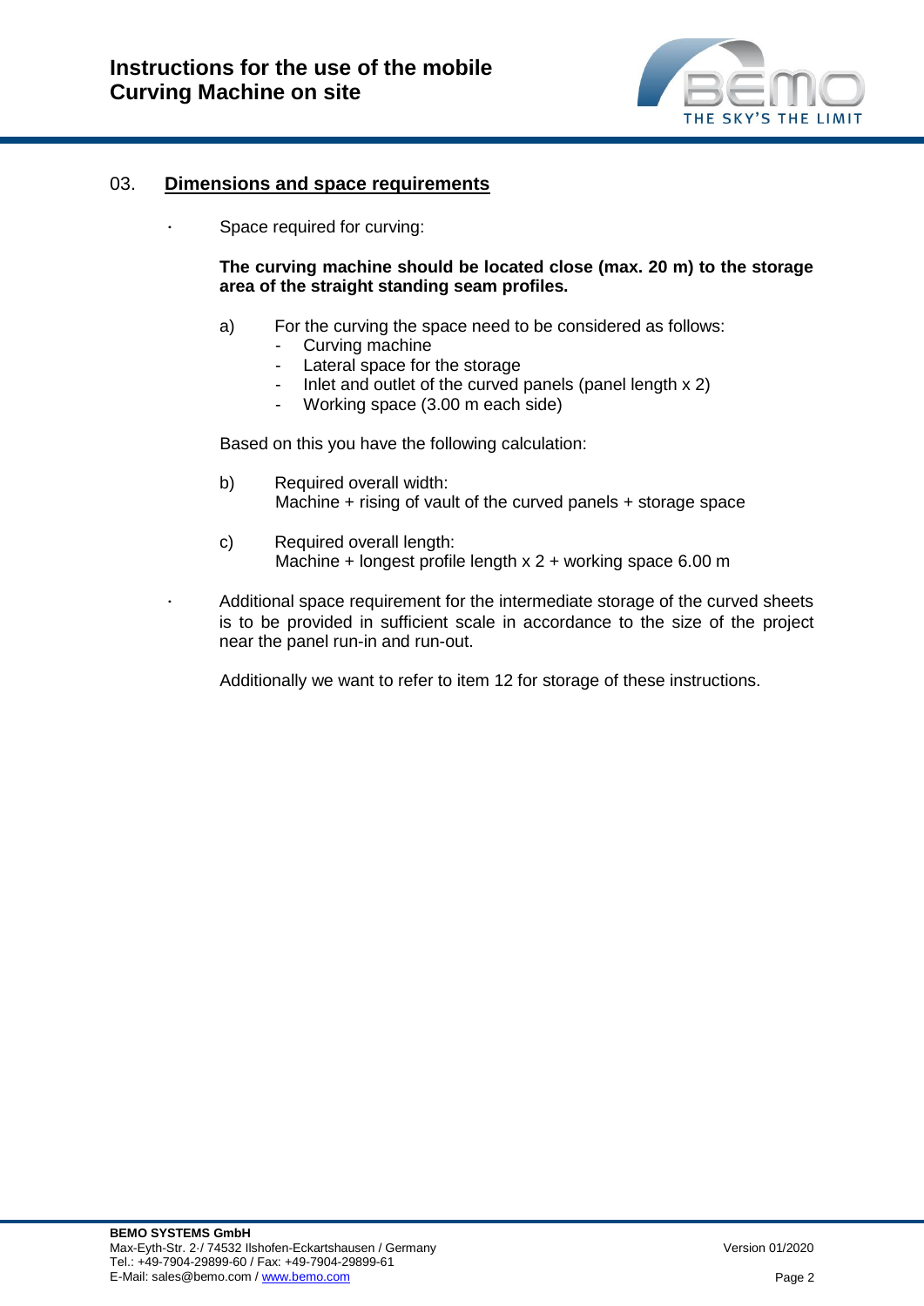## 03. Dimensions and space requirements

- Space required for curving:

  **The curving machine should be located close (max. 20 m) to the storage area of the straight standing seam profiles.**

  a) For the curving the space need to be considered as follows:
     - Curving machine
     - Lateral space for the storage
     - Inlet and outlet of the curved panels (panel length x 2)
     - Working space (3.00 m each side)

  Based on this you have the following calculation:

  b) Required overall width:
     Machine + rising of vault of the curved panels + storage space

  c) Required overall length:
     Machine + longest profile length x 2 + working space 6.00 m

- Additional space requirement for the intermediate storage of the curved sheets is to be provided in sufficient scale in accordance to the size of the project near the panel run-in and run-out.

  Additionally we want to refer to item 12 for storage of these instructions.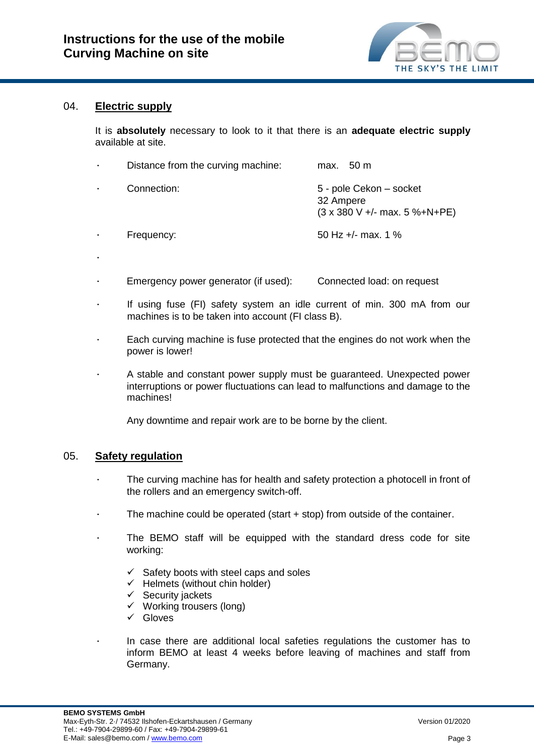## 04. Electric supply

It is **absolutely** necessary to look to it that there is an **adequate electric supply** available at site.

| | |
|---|---|
| Distance from the curving machine: | max. 50 m |
| Connection: | 5 - pole Cekon – socket<br>32 Ampere<br>(3 x 380 V +/- max. 5 %+N+PE) |
| Frequency: | 50 Hz +/- max. 1 % |
| | |
| Emergency power generator (if used): | Connected load: on request |

- If using fuse (FI) safety system an idle current of min. 300 mA from our machines is to be taken into account (FI class B).
- Each curving machine is fuse protected that the engines do not work when the power is lower!
- A stable and constant power supply must be guaranteed. Unexpected power interruptions or power fluctuations can lead to malfunctions and damage to the machines!

  Any downtime and repair work are to be borne by the client.

## 05. Safety regulation

- The curving machine has for health and safety protection a photocell in front of the rollers and an emergency switch-off.
- The machine could be operated (start + stop) from outside of the container.
- The BEMO staff will be equipped with the standard dress code for site working:
  - ✓ Safety boots with steel caps and soles
  - ✓ Helmets (without chin holder)
  - ✓ Security jackets
  - ✓ Working trousers (long)
  - ✓ Gloves
- In case there are additional local safeties regulations the customer has to inform BEMO at least 4 weeks before leaving of machines and staff from Germany.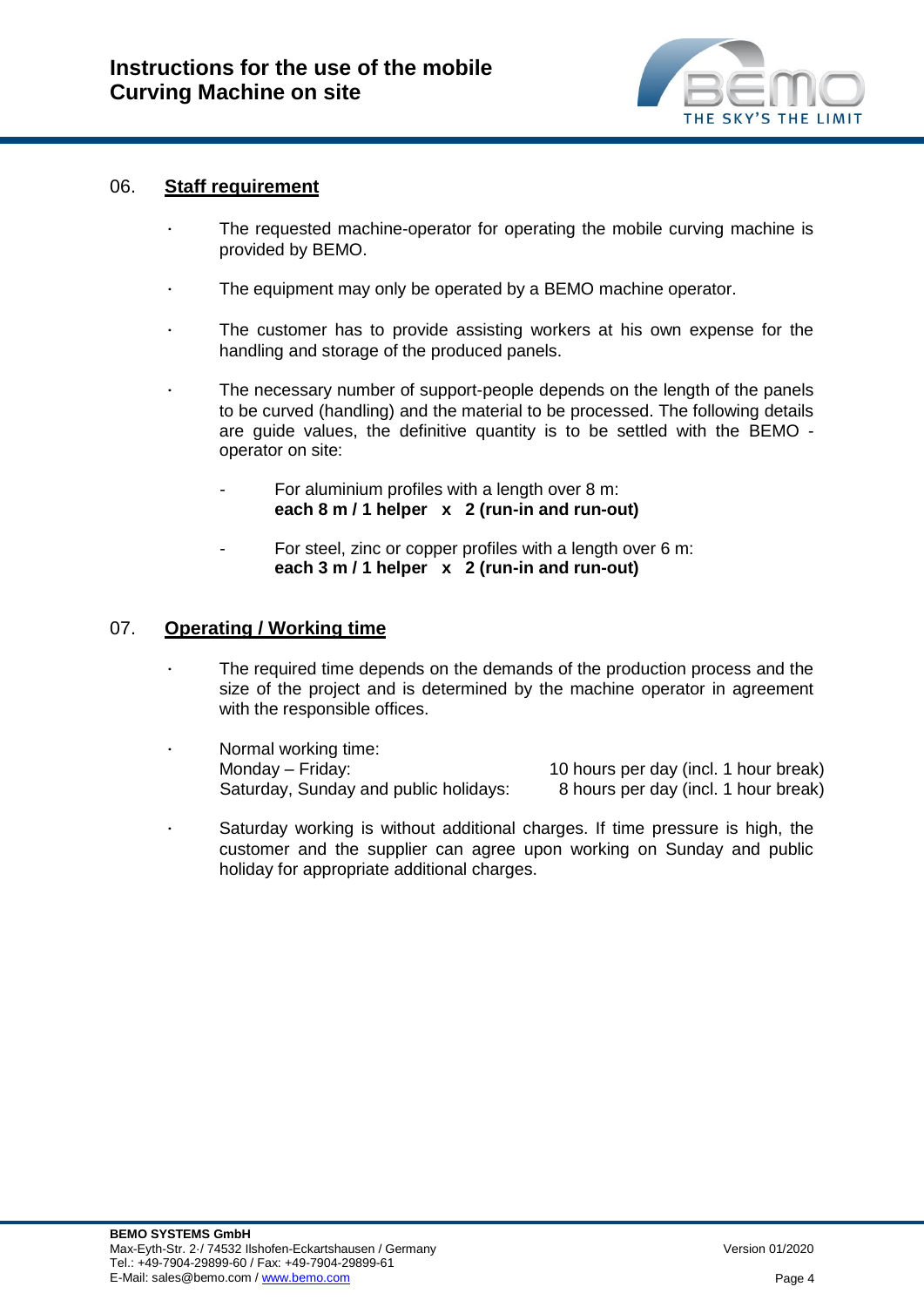## 06. Staff requirement

- The requested machine-operator for operating the mobile curving machine is provided by BEMO.
- The equipment may only be operated by a BEMO machine operator.
- The customer has to provide assisting workers at his own expense for the handling and storage of the produced panels.
- The necessary number of support-people depends on the length of the panels to be curved (handling) and the material to be processed. The following details are guide values, the definitive quantity is to be settled with the BEMO - operator on site:
  - For aluminium profiles with a length over 8 m:
    **each 8 m / 1 helper x 2 (run-in and run-out)**
  - For steel, zinc or copper profiles with a length over 6 m:
    **each 3 m / 1 helper x 2 (run-in and run-out)**

## 07. Operating / Working time

- The required time depends on the demands of the production process and the size of the project and is determined by the machine operator in agreement with the responsible offices.
- Normal working time:

| | |
|---|---|
| Monday – Friday: | 10 hours per day (incl. 1 hour break) |
| Saturday, Sunday and public holidays: | 8 hours per day (incl. 1 hour break) |

- Saturday working is without additional charges. If time pressure is high, the customer and the supplier can agree upon working on Sunday and public holiday for appropriate additional charges.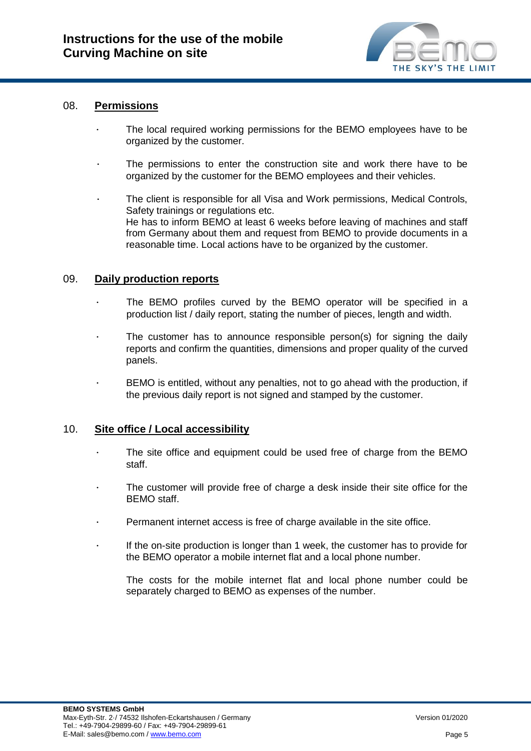## 08. Permissions

- The local required working permissions for the BEMO employees have to be organized by the customer.
- The permissions to enter the construction site and work there have to be organized by the customer for the BEMO employees and their vehicles.
- The client is responsible for all Visa and Work permissions, Medical Controls, Safety trainings or regulations etc.
  He has to inform BEMO at least 6 weeks before leaving of machines and staff from Germany about them and request from BEMO to provide documents in a reasonable time. Local actions have to be organized by the customer.

## 09. Daily production reports

- The BEMO profiles curved by the BEMO operator will be specified in a production list / daily report, stating the number of pieces, length and width.
- The customer has to announce responsible person(s) for signing the daily reports and confirm the quantities, dimensions and proper quality of the curved panels.
- BEMO is entitled, without any penalties, not to go ahead with the production, if the previous daily report is not signed and stamped by the customer.

## 10. Site office / Local accessibility

- The site office and equipment could be used free of charge from the BEMO staff.
- The customer will provide free of charge a desk inside their site office for the BEMO staff.
- Permanent internet access is free of charge available in the site office.
- If the on-site production is longer than 1 week, the customer has to provide for the BEMO operator a mobile internet flat and a local phone number.

  The costs for the mobile internet flat and local phone number could be separately charged to BEMO as expenses of the number.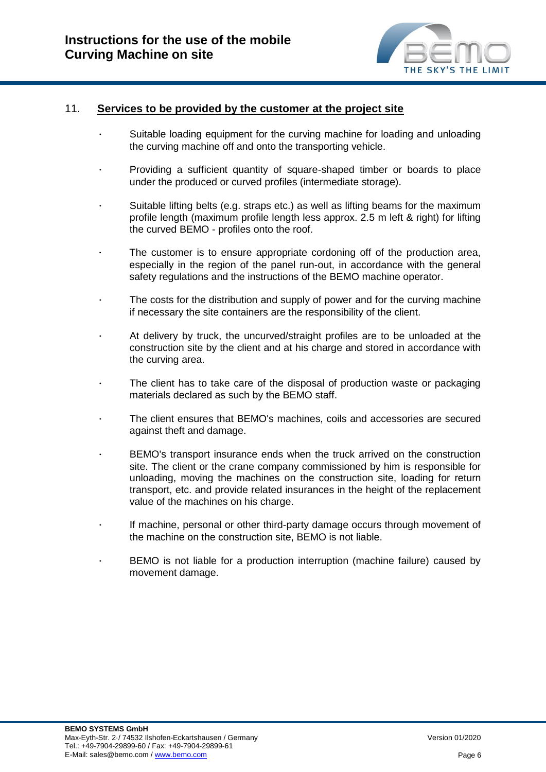## 11. Services to be provided by the customer at the project site

- Suitable loading equipment for the curving machine for loading and unloading the curving machine off and onto the transporting vehicle.
- Providing a sufficient quantity of square-shaped timber or boards to place under the produced or curved profiles (intermediate storage).
- Suitable lifting belts (e.g. straps etc.) as well as lifting beams for the maximum profile length (maximum profile length less approx. 2.5 m left & right) for lifting the curved BEMO - profiles onto the roof.
- The customer is to ensure appropriate cordoning off of the production area, especially in the region of the panel run-out, in accordance with the general safety regulations and the instructions of the BEMO machine operator.
- The costs for the distribution and supply of power and for the curving machine if necessary the site containers are the responsibility of the client.
- At delivery by truck, the uncurved/straight profiles are to be unloaded at the construction site by the client and at his charge and stored in accordance with the curving area.
- The client has to take care of the disposal of production waste or packaging materials declared as such by the BEMO staff.
- The client ensures that BEMO's machines, coils and accessories are secured against theft and damage.
- BEMO's transport insurance ends when the truck arrived on the construction site. The client or the crane company commissioned by him is responsible for unloading, moving the machines on the construction site, loading for return transport, etc. and provide related insurances in the height of the replacement value of the machines on his charge.
- If machine, personal or other third-party damage occurs through movement of the machine on the construction site, BEMO is not liable.
- BEMO is not liable for a production interruption (machine failure) caused by movement damage.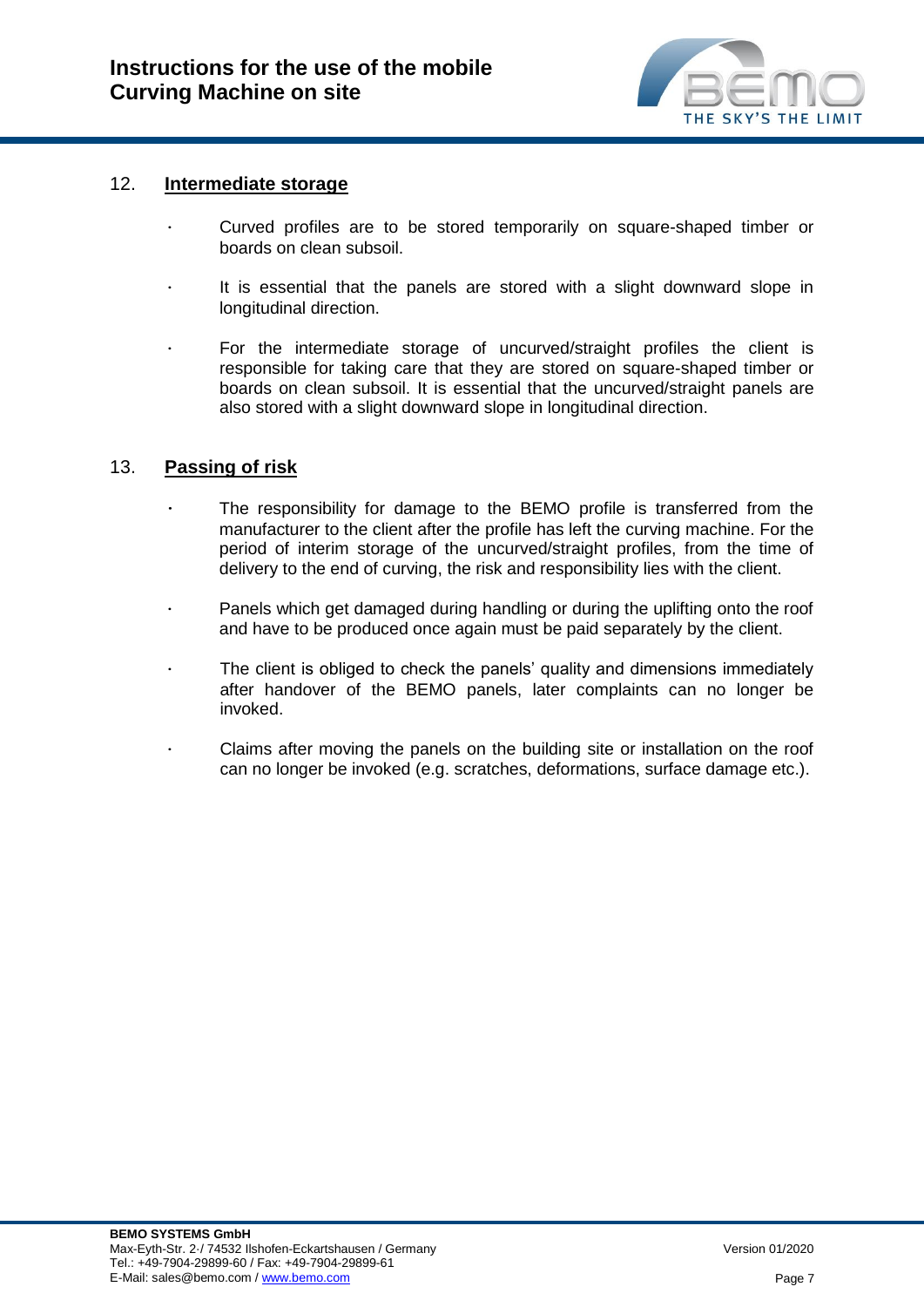## 12. Intermediate storage

- Curved profiles are to be stored temporarily on square-shaped timber or boards on clean subsoil.
- It is essential that the panels are stored with a slight downward slope in longitudinal direction.
- For the intermediate storage of uncurved/straight profiles the client is responsible for taking care that they are stored on square-shaped timber or boards on clean subsoil. It is essential that the uncurved/straight panels are also stored with a slight downward slope in longitudinal direction.

## 13. Passing of risk

- The responsibility for damage to the BEMO profile is transferred from the manufacturer to the client after the profile has left the curving machine. For the period of interim storage of the uncurved/straight profiles, from the time of delivery to the end of curving, the risk and responsibility lies with the client.
- Panels which get damaged during handling or during the uplifting onto the roof and have to be produced once again must be paid separately by the client.
- The client is obliged to check the panels' quality and dimensions immediately after handover of the BEMO panels, later complaints can no longer be invoked.
- Claims after moving the panels on the building site or installation on the roof can no longer be invoked (e.g. scratches, deformations, surface damage etc.).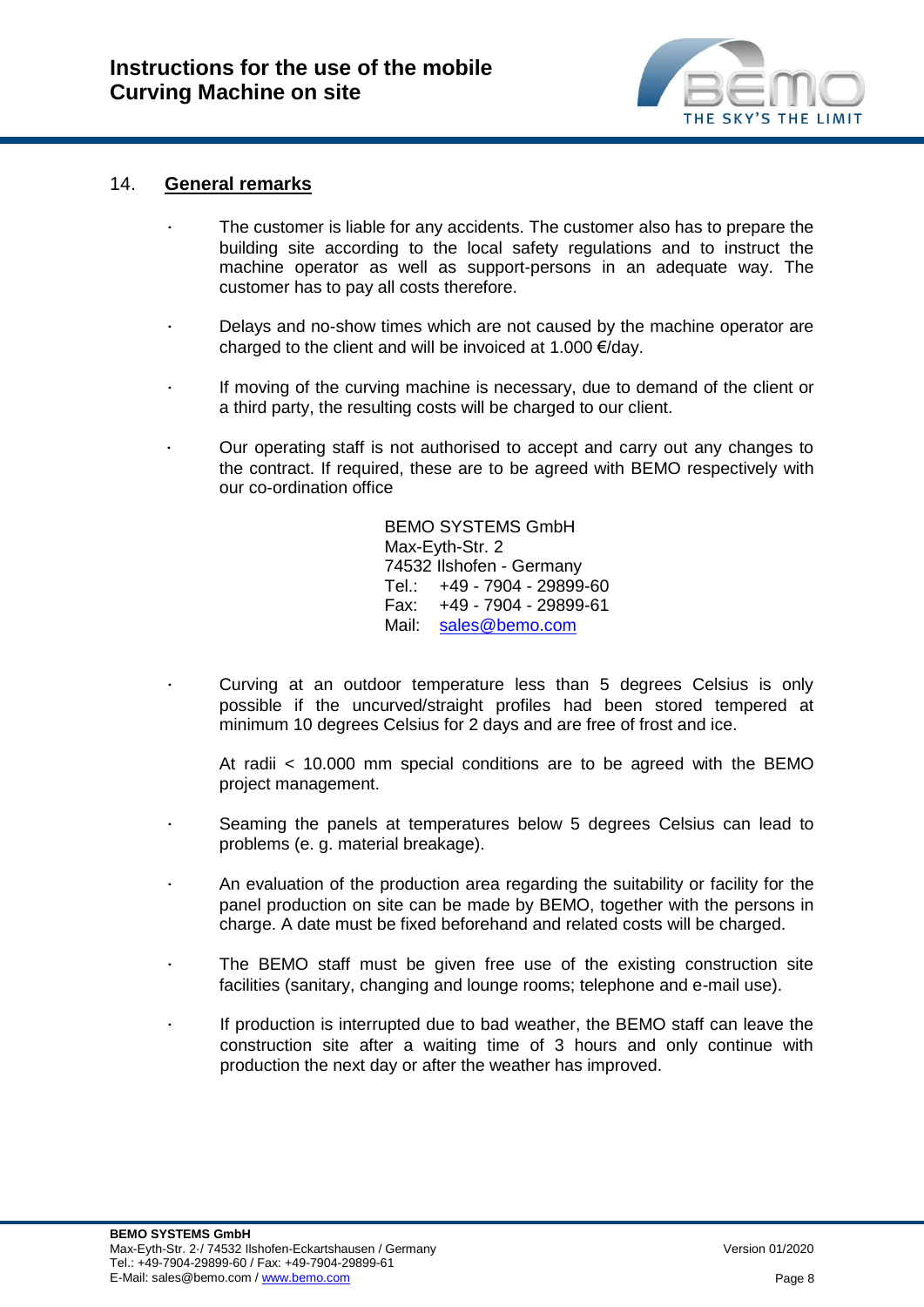## 14. General remarks

- The customer is liable for any accidents. The customer also has to prepare the building site according to the local safety regulations and to instruct the machine operator as well as support-persons in an adequate way. The customer has to pay all costs therefore.
- Delays and no-show times which are not caused by the machine operator are charged to the client and will be invoiced at 1.000 €/day.
- If moving of the curving machine is necessary, due to demand of the client or a third party, the resulting costs will be charged to our client.
- Our operating staff is not authorised to accept and carry out any changes to the contract. If required, these are to be agreed with BEMO respectively with our co-ordination office

  BEMO SYSTEMS GmbH
  Max-Eyth-Str. 2
  74532 Ilshofen - Germany
  Tel.: +49 - 7904 - 29899-60
  Fax: +49 - 7904 - 29899-61
  Mail: sales@bemo.com

- Curving at an outdoor temperature less than 5 degrees Celsius is only possible if the uncurved/straight profiles had been stored tempered at minimum 10 degrees Celsius for 2 days and are free of frost and ice.

  At radii < 10.000 mm special conditions are to be agreed with the BEMO project management.

- Seaming the panels at temperatures below 5 degrees Celsius can lead to problems (e. g. material breakage).
- An evaluation of the production area regarding the suitability or facility for the panel production on site can be made by BEMO, together with the persons in charge. A date must be fixed beforehand and related costs will be charged.
- The BEMO staff must be given free use of the existing construction site facilities (sanitary, changing and lounge rooms; telephone and e-mail use).
- If production is interrupted due to bad weather, the BEMO staff can leave the construction site after a waiting time of 3 hours and only continue with production the next day or after the weather has improved.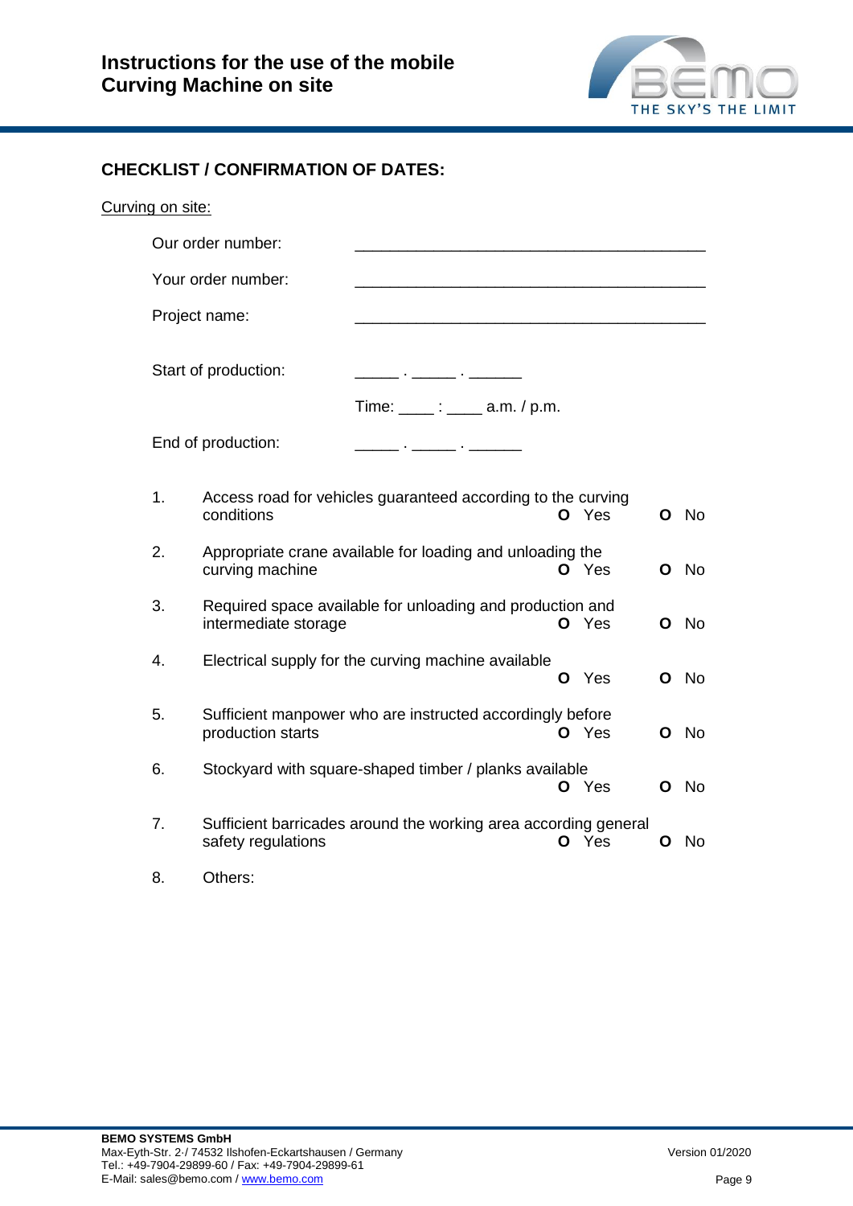## CHECKLIST / CONFIRMATION OF DATES:

Curving on site:

Our order number: ________________________________________

Your order number: ________________________________________

Project name: ________________________________________

Start of production: _____ . _____ . ______

Time: ____ : ____ a.m. / p.m.

End of production: _____ . _____ . ______

1. Access road for vehicles guaranteed according to the curving conditions **O** Yes **O** No
2. Appropriate crane available for loading and unloading the curving machine **O** Yes **O** No
3. Required space available for unloading and production and intermediate storage **O** Yes **O** No
4. Electrical supply for the curving machine available **O** Yes **O** No
5. Sufficient manpower who are instructed accordingly before production starts **O** Yes **O** No
6. Stockyard with square-shaped timber / planks available **O** Yes **O** No
7. Sufficient barricades around the working area according general safety regulations **O** Yes **O** No
8. Others: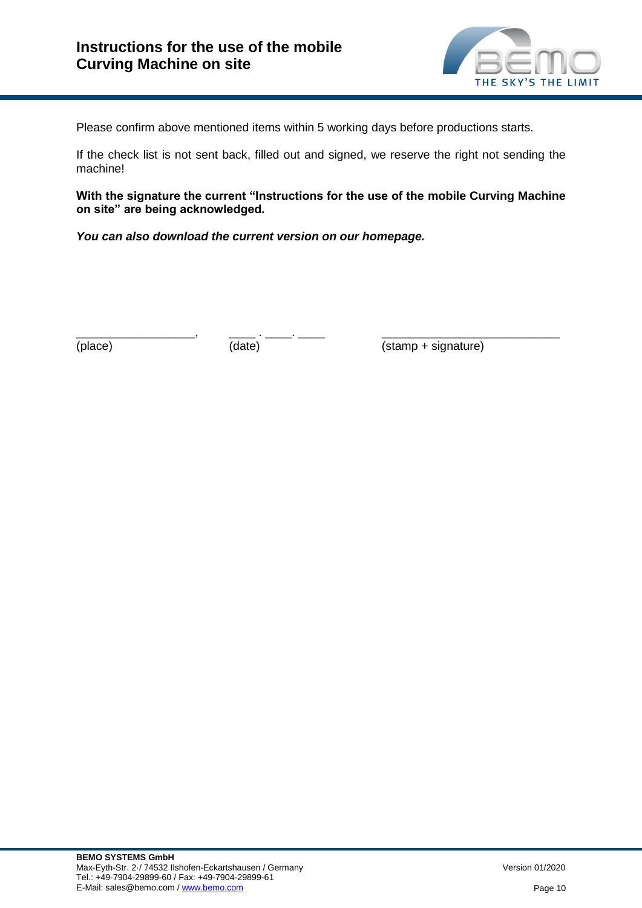Please confirm above mentioned items within 5 working days before productions starts.

If the check list is not sent back, filled out and signed, we reserve the right not sending the machine!

**With the signature the current "Instructions for the use of the mobile Curving Machine on site" are being acknowledged.**

***You can also download the current version on our homepage.***

| | | |
|---|---|---|
| ___________________, | ____ . ____. ____ | ___________________________ |
| (place) | (date) | (stamp + signature) |